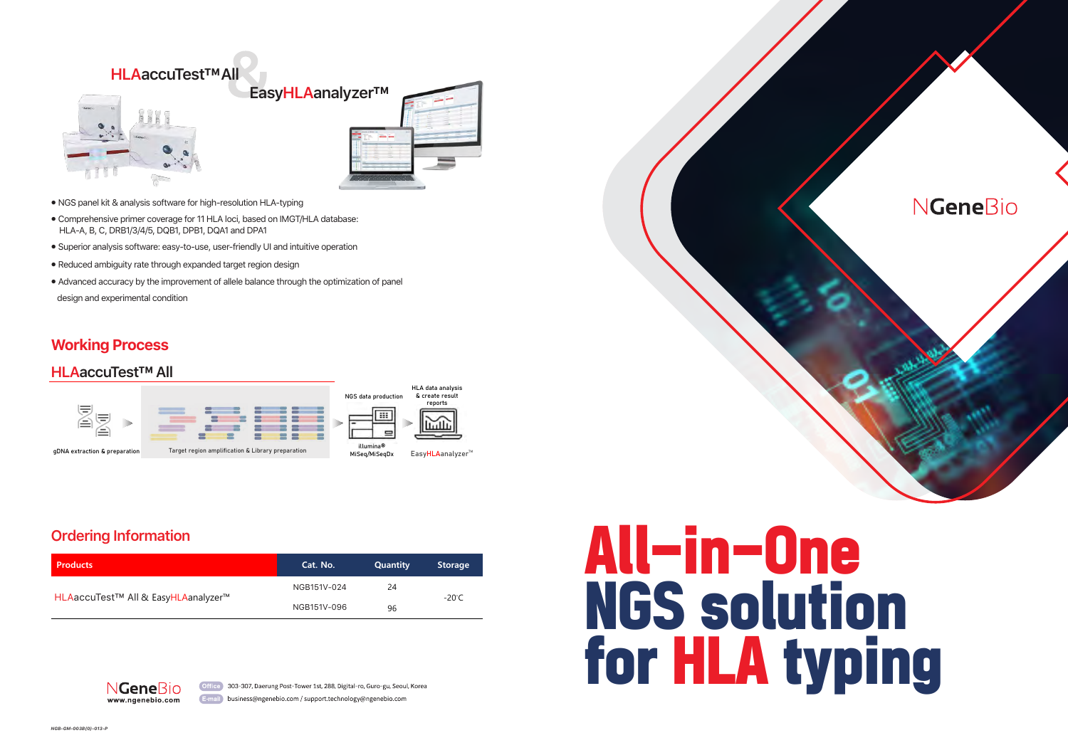# HLAaccuTest™ All & EasyHLAanalyzer™

- NGS panel kit & analysis software for high-resolution HLA-typing
- Comprehensive primer coverage for 11 HLA loci, based on IMGT/HLA database: HLA-A, B, C, DRB1/3/4/5, DQB1, DPB1, DQA1 and DPA1
- Superior analysis software: easy-to-use, user-friendly UI and intuitive operation
- Reduced ambiguity rate through expanded target region design
- Advanced accuracy by the improvement of allele balance through the optimization of panel design and experimental condition

## Working Process

### HLAaccuTest™ All

gDNA extraction & preparation → Target region amplification & Library preparation → NGS data production (illumina® MiSeq/MiSeqDx) → HLA data analysis & create result reports (EasyHLAanalyzer™)

## Ordering Information

| Products | Cat. No. | Quantity | Storage |
|---|---|---|---|
| HLAaccuTest™ All & EasyHLAanalyzer™ | NGB151V-024 | 24 | -20°C |
| | NGB151V-096 | 96 | |

NGeneBio
www.ngenebio.com

Office: 303-307, Daerung Post-Tower 1st, 288, Digital-ro, Guro-gu, Seoul, Korea
E-mail: business@ngenebio.com / support.technology@ngenebio.com

NGB-GM-003B(0)-013-P

NGeneBio

# All-in-One NGS solution for HLA typing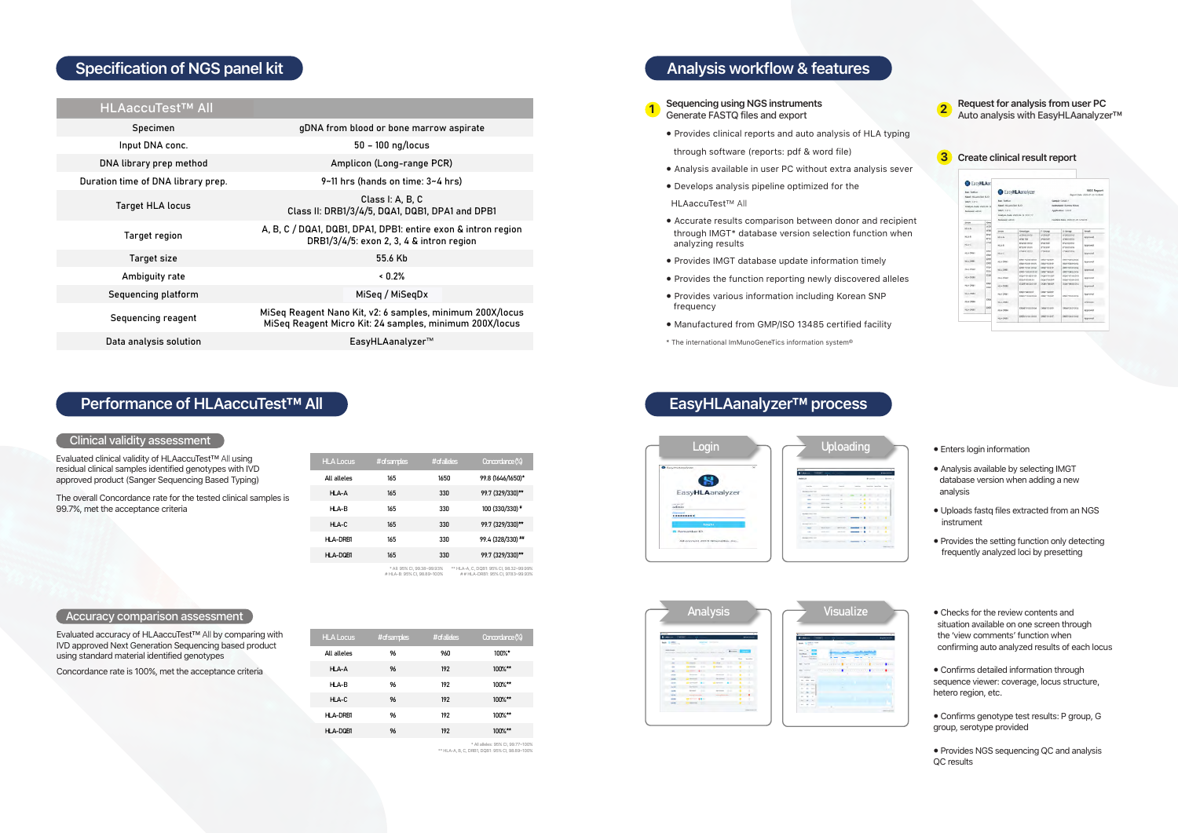## Specification of NGS panel kit

| HLAaccuTest™ All | |
|---|---|
| Specimen | gDNA from blood or bone marrow aspirate |
| Input DNA conc. | 50 – 100 ng/locus |
| DNA library prep method | Amplicon (Long-range PCR) |
| Duration time of DNA library prep. | 9~11 hrs (hands on time: 3~4 hrs) |
| Target HLA locus | Class I: A, B, C<br>Class II: DRB1/3/4/5, DQA1, DQB1, DPA1 and DPB1 |
| Target region | A, B, C / DQA1, DQB1, DPA1, DPB1: entire exon & intron region<br>DRB1/3/4/5: exon 2, 3, 4 & intron region |
| Target size | 55.6 Kb |
| Ambiguity rate | < 0.2% |
| Sequencing platform | MiSeq / MiSeqDx |
| Sequencing reagent | MiSeq Reagent Nano Kit, v2: 6 samples, minimum 200X/locus<br>MiSeq Reagent Micro Kit: 24 samples, minimum 200X/locus |
| Data analysis solution | EasyHLAanalyzer™ |

## Performance of HLAaccuTest™ All

### Clinical validity assessment

Evaluated clinical validity of HLAaccuTest™ All using residual clinical samples identified genotypes with IVD approved product (Sanger Sequencing Based Typing)

The overall Concordance rate for the tested clinical samples is 99.7%, met the acceptance criteria

| HLA Locus | # of samples | # of alleles | Concordance (%) |
|---|---|---|---|
| All alleles | 165 | 1650 | 99.8 (1646/1650)* |
| HLA-A | 165 | 330 | 99.7 (329/330)** |
| HLA-B | 165 | 330 | 100 (330/330) # |
| HLA-C | 165 | 330 | 99.7 (329/330)** |
| HLA-DRB1 | 165 | 330 | 99.4 (328/330) ## |
| HLA-DQB1 | 165 | 330 | 99.7 (329/330)** |

\* All: 95% CI, 99.38~99.93% ** HLA-A, C, DQB1: 95% CI, 98.32~99.99%
# HLA-B: 95% CI, 98.89~100% ## HLA-DRB1: 95% CI, 97.83~99.93%

### Accuracy comparison assessment

Evaluated accuracy of HLAaccuTest™ All by comparing with IVD approved Next Generation Sequencing based product using standard material identified genotypes

Concordance rate is 100%, met the acceptance criteria

| HLA Locus | # of samples | # of alleles | Concordance (%) |
|---|---|---|---|
| All alleles | 96 | 960 | 100%* |
| HLA-A | 96 | 192 | 100%** |
| HLA-B | 96 | 192 | 100%** |
| HLA-C | 96 | 192 | 100%** |
| HLA-DRB1 | 96 | 192 | 100%** |
| HLA-DQB1 | 96 | 192 | 100%** |

\* All alleles: 95% CI, 99.77~100%
** HLA-A, B, C, DRB1, DQB1: 95% CI, 98.69~100%

## Analysis workflow & features

**1** Sequencing using NGS instruments
Generate FASTQ files and export

- Provides clinical reports and auto analysis of HLA typing through software (reports: pdf & word file)
- Analysis available in user PC without extra analysis sever
- Develops analysis pipeline optimized for the HLAaccuTest™ All
- Accurate results comparison between donor and recipient through IMGT* database version selection function when analyzing results
- Provides IMGT database update information timely
- Provides the function reporting newly discovered alleles
- Provides various information including Korean SNP frequency
- Manufactured from GMP/ISO 13485 certified facility

\* The international ImMunoGeneTics information system®

**2** Request for analysis from user PC
Auto analysis with EasyHLAanalyzer™

**3** Create clinical result report

## EasyHLAanalyzer™ process

Login

Uploading

- Enters login information
- Analysis available by selecting IMGT database version when adding a new analysis
- Uploads fastq files extracted from an NGS instrument
- Provides the setting function only detecting frequently analyzed loci by presetting

Analysis

Visualize

- Checks for the review contents and situation available on one screen through the 'view comments' function when confirming auto analyzed results of each locus
- Confirms detailed information through sequence viewer: coverage, locus structure, hetero region, etc.
- Confirms genotype test results: P group, G group, serotype provided
- Provides NGS sequencing QC and analysis QC results